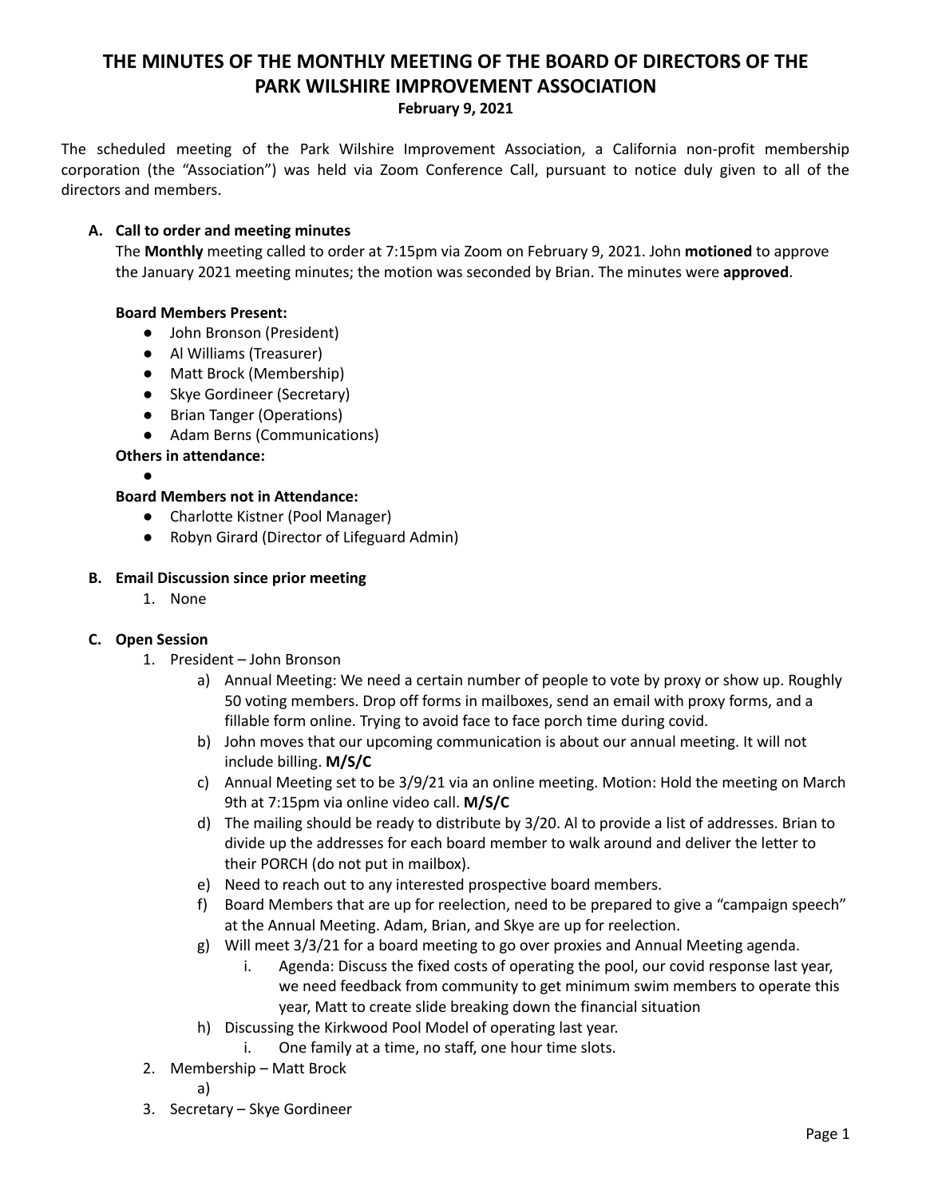# THE MINUTES OF THE MONTHLY MEETING OF THE BOARD OF DIRECTORS OF THE PARK WILSHIRE IMPROVEMENT ASSOCIATION

**February 9, 2021**

The scheduled meeting of the Park Wilshire Improvement Association, a California non-profit membership corporation (the "Association") was held via Zoom Conference Call, pursuant to notice duly given to all of the directors and members.

**A. Call to order and meeting minutes**

The **Monthly** meeting called to order at 7:15pm via Zoom on February 9, 2021. John **motioned** to approve the January 2021 meeting minutes; the motion was seconded by Brian. The minutes were **approved**.

**Board Members Present:**

- John Bronson (President)
- Al Williams (Treasurer)
- Matt Brock (Membership)
- Skye Gordineer (Secretary)
- Brian Tanger (Operations)
- Adam Berns (Communications)

**Others in attendance:**

- 

**Board Members not in Attendance:**

- Charlotte Kistner (Pool Manager)
- Robyn Girard (Director of Lifeguard Admin)

**B. Email Discussion since prior meeting**

1. None

**C. Open Session**

1. President – John Bronson
   a) Annual Meeting: We need a certain number of people to vote by proxy or show up. Roughly 50 voting members. Drop off forms in mailboxes, send an email with proxy forms, and a fillable form online. Trying to avoid face to face porch time during covid.
   b) John moves that our upcoming communication is about our annual meeting. It will not include billing. **M/S/C**
   c) Annual Meeting set to be 3/9/21 via an online meeting. Motion: Hold the meeting on March 9th at 7:15pm via online video call. **M/S/C**
   d) The mailing should be ready to distribute by 3/20. Al to provide a list of addresses. Brian to divide up the addresses for each board member to walk around and deliver the letter to their PORCH (do not put in mailbox).
   e) Need to reach out to any interested prospective board members.
   f) Board Members that are up for reelection, need to be prepared to give a "campaign speech" at the Annual Meeting. Adam, Brian, and Skye are up for reelection.
   g) Will meet 3/3/21 for a board meeting to go over proxies and Annual Meeting agenda.
      i. Agenda: Discuss the fixed costs of operating the pool, our covid response last year, we need feedback from community to get minimum swim members to operate this year, Matt to create slide breaking down the financial situation
   h) Discussing the Kirkwood Pool Model of operating last year.
      i. One family at a time, no staff, one hour time slots.
2. Membership – Matt Brock
   a)
3. Secretary – Skye Gordineer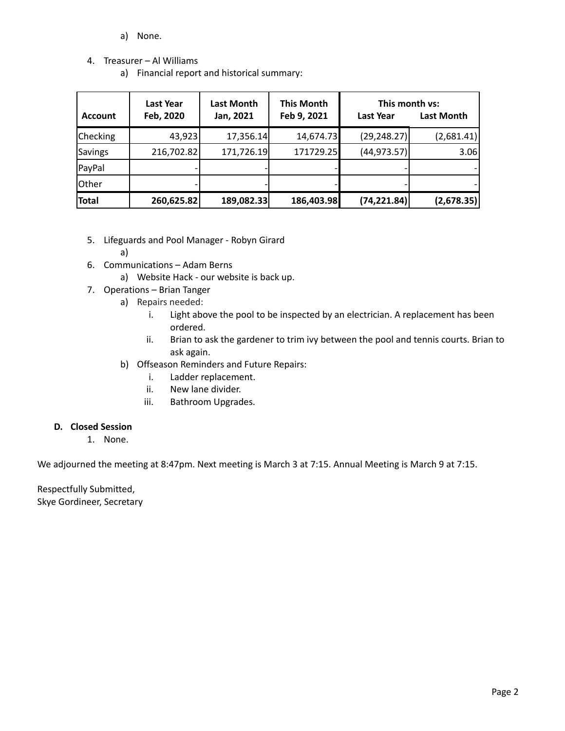a) None.

4. Treasurer – Al Williams
   a) Financial report and historical summary:

| Account | Last Year Feb, 2020 | Last Month Jan, 2021 | This Month Feb 9, 2021 | This month vs: Last Year | Last Month |
|---|---|---|---|---|---|
| Checking | 43,923 | 17,356.14 | 14,674.73 | (29,248.27) | (2,681.41) |
| Savings | 216,702.82 | 171,726.19 | 171729.25 | (44,973.57) | 3.06 |
| PayPal | - | - | - | - | - |
| Other | - | - | - | - | - |
| **Total** | **260,625.82** | **189,082.33** | **186,403.98** | **(74,221.84)** | **(2,678.35)** |

5. Lifeguards and Pool Manager - Robyn Girard
   a)
6. Communications – Adam Berns
   a) Website Hack - our website is back up.
7. Operations – Brian Tanger
   a) Repairs needed:
      i. Light above the pool to be inspected by an electrician. A replacement has been ordered.
      ii. Brian to ask the gardener to trim ivy between the pool and tennis courts. Brian to ask again.
   b) Offseason Reminders and Future Repairs:
      i. Ladder replacement.
      ii. New lane divider.
      iii. Bathroom Upgrades.

**D. Closed Session**

1. None.

We adjourned the meeting at 8:47pm. Next meeting is March 3 at 7:15. Annual Meeting is March 9 at 7:15.

Respectfully Submitted,
Skye Gordineer, Secretary